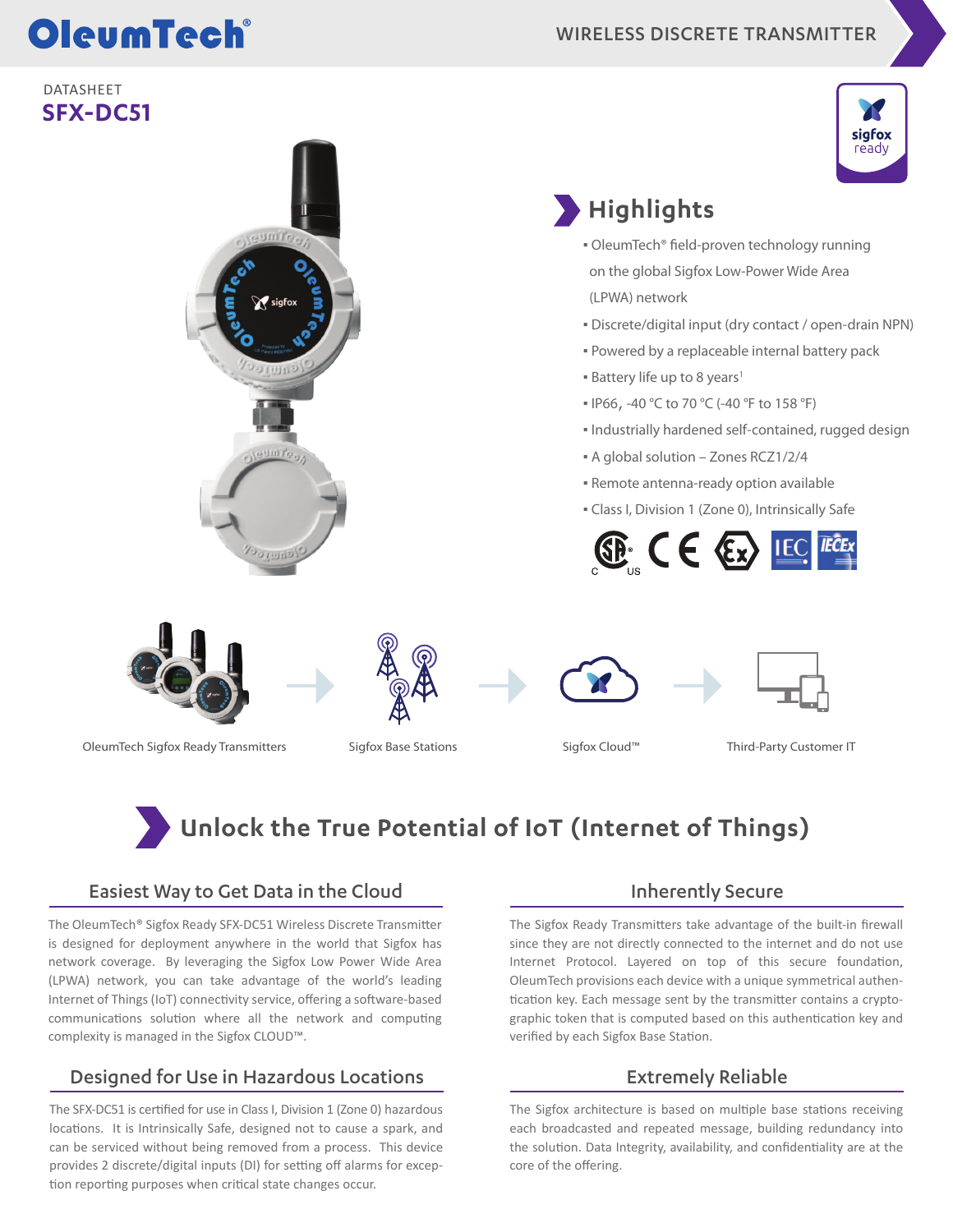OleumTech®

WIRELESS DISCRETE TRANSMITTER

DATASHEET

# SFX-DC51

sigfox ready

## Highlights

- OleumTech® field-proven technology running on the global Sigfox Low-Power Wide Area (LPWA) network
- Discrete/digital input (dry contact / open-drain NPN)
- Powered by a replaceable internal battery pack
- Battery life up to 8 years[1]
- IP66, -40 °C to 70 °C (-40 °F to 158 °F)
- Industrially hardened self-contained, rugged design
- A global solution – Zones RCZ1/2/4
- Remote antenna-ready option available
- Class I, Division 1 (Zone 0), Intrinsically Safe

OleumTech Sigfox Ready Transmitters → Sigfox Base Stations → Sigfox Cloud™ → Third-Party Customer IT

## Unlock the True Potential of IoT (Internet of Things)

### Easiest Way to Get Data in the Cloud

The OleumTech® Sigfox Ready SFX-DC51 Wireless Discrete Transmitter is designed for deployment anywhere in the world that Sigfox has network coverage. By leveraging the Sigfox Low Power Wide Area (LPWA) network, you can take advantage of the world's leading Internet of Things (IoT) connectivity service, offering a software-based communications solution where all the network and computing complexity is managed in the Sigfox CLOUD™.

### Designed for Use in Hazardous Locations

The SFX-DC51 is certified for use in Class I, Division 1 (Zone 0) hazardous locations. It is Intrinsically Safe, designed not to cause a spark, and can be serviced without being removed from a process. This device provides 2 discrete/digital inputs (DI) for setting off alarms for exception reporting purposes when critical state changes occur.

### Inherently Secure

The Sigfox Ready Transmitters take advantage of the built-in firewall since they are not directly connected to the internet and do not use Internet Protocol. Layered on top of this secure foundation, OleumTech provisions each device with a unique symmetrical authentication key. Each message sent by the transmitter contains a cryptographic token that is computed based on this authentication key and verified by each Sigfox Base Station.

### Extremely Reliable

The Sigfox architecture is based on multiple base stations receiving each broadcasted and repeated message, building redundancy into the solution. Data Integrity, availability, and confidentiality are at the core of the offering.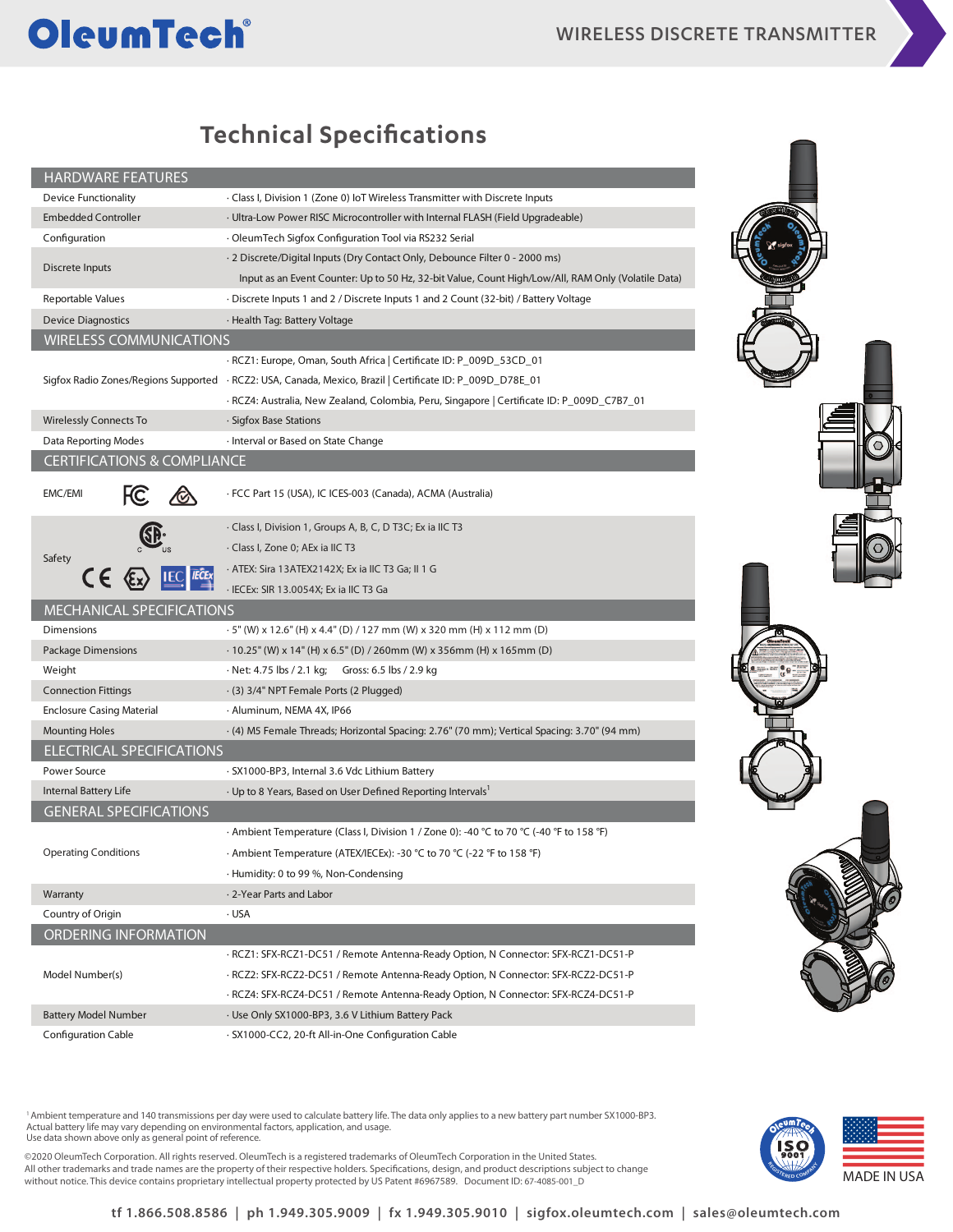# Technical Specifications

| | |
|---|---|
| **HARDWARE FEATURES** | |
| Device Functionality | · Class I, Division 1 (Zone 0) IoT Wireless Transmitter with Discrete Inputs |
| Embedded Controller | · Ultra-Low Power RISC Microcontroller with Internal FLASH (Field Upgradeable) |
| Configuration | · OleumTech Sigfox Configuration Tool via RS232 Serial |
| Discrete Inputs | · 2 Discrete/Digital Inputs (Dry Contact Only, Debounce Filter 0 - 2000 ms)<br>Input as an Event Counter: Up to 50 Hz, 32-bit Value, Count High/Low/All, RAM Only (Volatile Data) |
| Reportable Values | · Discrete Inputs 1 and 2 / Discrete Inputs 1 and 2 Count (32-bit) / Battery Voltage |
| Device Diagnostics | · Health Tag: Battery Voltage |
| **WIRELESS COMMUNICATIONS** | |
| Sigfox Radio Zones/Regions Supported | · RCZ1: Europe, Oman, South Africa \| Certificate ID: P_009D_53CD_01<br>· RCZ2: USA, Canada, Mexico, Brazil \| Certificate ID: P_009D_D78E_01<br>· RCZ4: Australia, New Zealand, Colombia, Peru, Singapore \| Certificate ID: P_009D_C7B7_01 |
| Wirelessly Connects To | · Sigfox Base Stations |
| Data Reporting Modes | · Interval or Based on State Change |
| **CERTIFICATIONS & COMPLIANCE** | |
| EMC/EMI | · FCC Part 15 (USA), IC ICES-003 (Canada), ACMA (Australia) |
| Safety | · Class I, Division 1, Groups A, B, C, D T3C; Ex ia IIC T3<br>· Class I, Zone 0; AEx ia IIC T3<br>· ATEX: Sira 13ATEX2142X; Ex ia IIC T3 Ga; II 1 G<br>· IECEx: SIR 13.0054X; Ex ia IIC T3 Ga |
| **MECHANICAL SPECIFICATIONS** | |
| Dimensions | · 5" (W) x 12.6" (H) x 4.4" (D) / 127 mm (W) x 320 mm (H) x 112 mm (D) |
| Package Dimensions | · 10.25" (W) x 14" (H) x 6.5" (D) / 260mm (W) x 356mm (H) x 165mm (D) |
| Weight | · Net: 4.75 lbs / 2.1 kg; Gross: 6.5 lbs / 2.9 kg |
| Connection Fittings | · (3) 3/4" NPT Female Ports (2 Plugged) |
| Enclosure Casing Material | · Aluminum, NEMA 4X, IP66 |
| Mounting Holes | · (4) M5 Female Threads; Horizontal Spacing: 2.76" (70 mm); Vertical Spacing: 3.70" (94 mm) |
| **ELECTRICAL SPECIFICATIONS** | |
| Power Source | · SX1000-BP3, Internal 3.6 Vdc Lithium Battery |
| Internal Battery Life | · Up to 8 Years, Based on User Defined Reporting Intervals[1] |
| **GENERAL SPECIFICATIONS** | |
| Operating Conditions | · Ambient Temperature (Class I, Division 1 / Zone 0): -40 °C to 70 °C (-40 °F to 158 °F)<br>· Ambient Temperature (ATEX/IECEx): -30 °C to 70 °C (-22 °F to 158 °F)<br>· Humidity: 0 to 99 %, Non-Condensing |
| Warranty | · 2-Year Parts and Labor |
| Country of Origin | · USA |
| **ORDERING INFORMATION** | |
| Model Number(s) | · RCZ1: SFX-RCZ1-DC51 / Remote Antenna-Ready Option, N Connector: SFX-RCZ1-DC51-P<br>· RCZ2: SFX-RCZ2-DC51 / Remote Antenna-Ready Option, N Connector: SFX-RCZ2-DC51-P<br>· RCZ4: SFX-RCZ4-DC51 / Remote Antenna-Ready Option, N Connector: SFX-RCZ4-DC51-P |
| Battery Model Number | · Use Only SX1000-BP3, 3.6 V Lithium Battery Pack |
| Configuration Cable | · SX1000-CC2, 20-ft All-in-One Configuration Cable |

[1] Ambient temperature and 140 transmissions per day were used to calculate battery life. The data only applies to a new battery part number SX1000-BP3. Actual battery life may vary depending on environmental factors, application, and usage. Use data shown above only as general point of reference.

©2020 OleumTech Corporation. All rights reserved. OleumTech is a registered trademarks of OleumTech Corporation in the United States. All other trademarks and trade names are the property of their respective holders. Specifications, design, and product descriptions subject to change without notice. This device contains proprietary intellectual property protected by US Patent #6967589. Document ID: 67-4085-001_D

MADE IN USA

tf 1.866.508.8586 | ph 1.949.305.9009 | fx 1.949.305.9010 | sigfox.oleumtech.com | sales@oleumtech.com